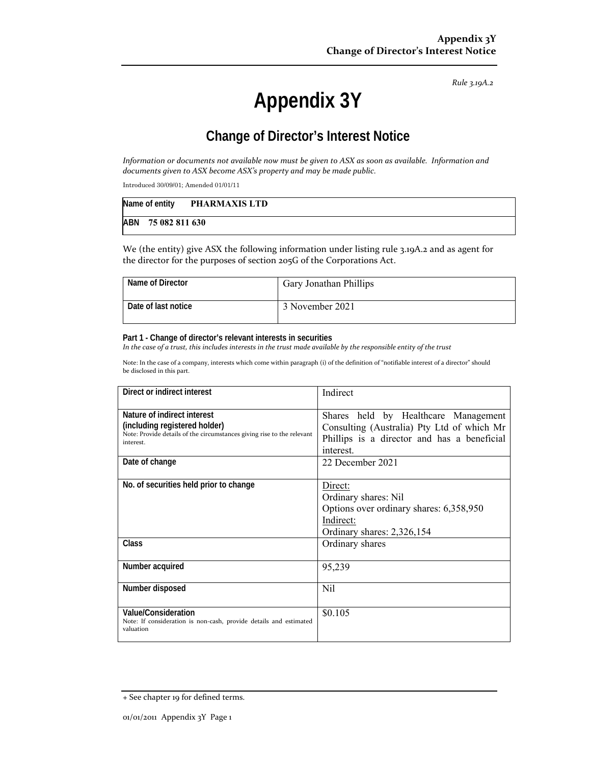Rule 3.19A.2

# Appendix 3Y

## Change of Director's Interest Notice

*Information or documents not available now must be given to ASX as soon as available. Information and documents given to ASX become ASX's property and may be made public.*

Introduced 30/09/01; Amended 01/01/11

| Name of entity **PHARMAXIS LTD** |
|---|
| ABN **75 082 811 630** |

We (the entity) give ASX the following information under listing rule 3.19A.2 and as agent for the director for the purposes of section 205G of the Corporations Act.

| Name of Director | Gary Jonathan Phillips |
|---|---|
| Date of last notice | 3 November 2021 |

**Part 1 - Change of director's relevant interests in securities**

*In the case of a trust, this includes interests in the trust made available by the responsible entity of the trust*

Note: In the case of a company, interests which come within paragraph (i) of the definition of "notifiable interest of a director" should be disclosed in this part.

| Direct or indirect interest | Indirect |
|---|---|
| **Nature of indirect interest (including registered holder)**<br>Note: Provide details of the circumstances giving rise to the relevant interest. | Shares held by Healthcare Management Consulting (Australia) Pty Ltd of which Mr Phillips is a director and has a beneficial interest. |
| Date of change | 22 December 2021 |
| No. of securities held prior to change | Direct:<br>Ordinary shares: Nil<br>Options over ordinary shares: 6,358,950<br>Indirect:<br>Ordinary shares: 2,326,154 |
| Class | Ordinary shares |
| Number acquired | 95,239 |
| Number disposed | Nil |
| **Value/Consideration**<br>Note: If consideration is non-cash, provide details and estimated valuation | $0.105 |

+ See chapter 19 for defined terms.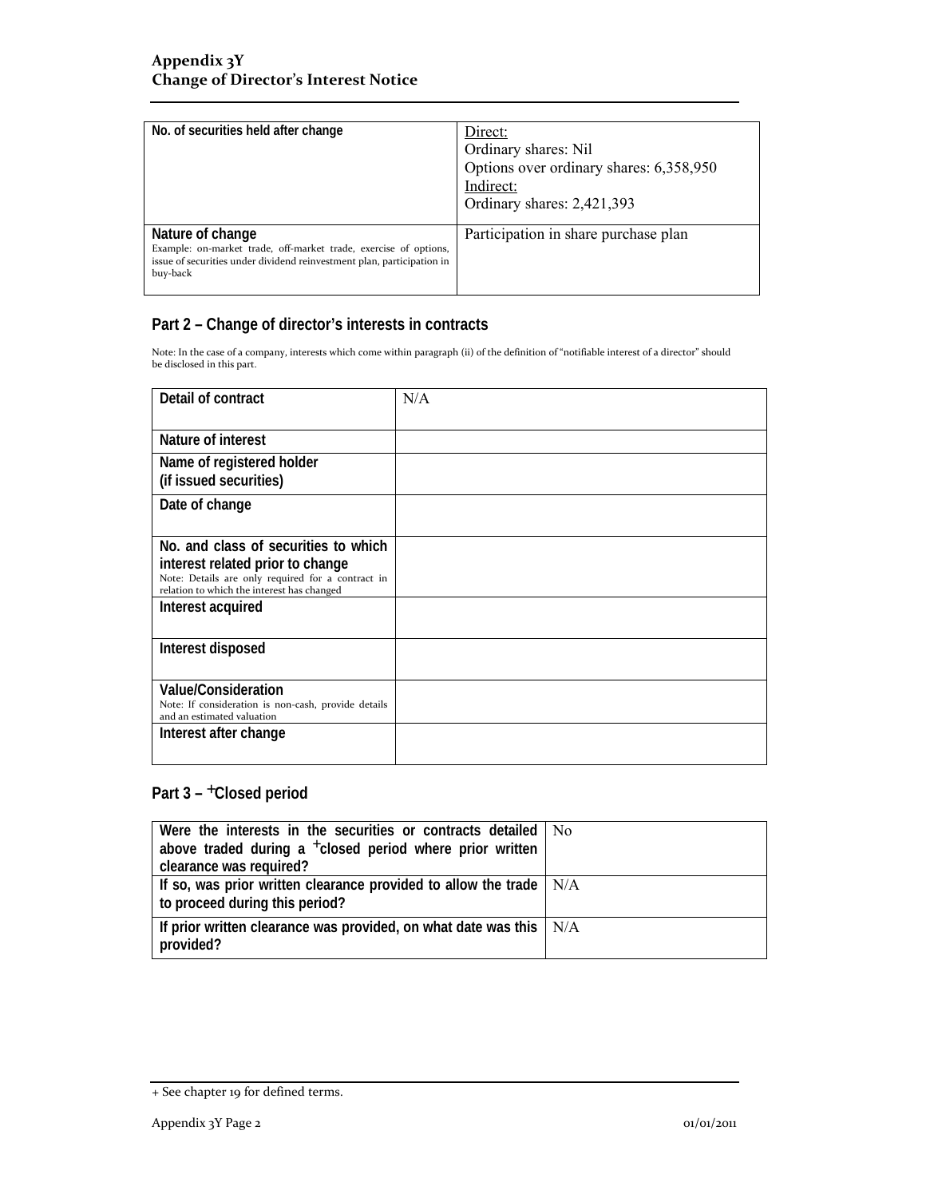| | |
|---|---|
| **No. of securities held after change** | Direct:<br>Ordinary shares: Nil<br>Options over ordinary shares: 6,358,950<br>Indirect:<br>Ordinary shares: 2,421,393 |
| **Nature of change**<br>Example: on-market trade, off-market trade, exercise of options, issue of securities under dividend reinvestment plan, participation in buy-back | Participation in share purchase plan |

## Part 2 – Change of director's interests in contracts

Note: In the case of a company, interests which come within paragraph (ii) of the definition of "notifiable interest of a director" should be disclosed in this part.

| | |
|---|---|
| **Detail of contract** | N/A |
| **Nature of interest** | |
| **Name of registered holder (if issued securities)** | |
| **Date of change** | |
| **No. and class of securities to which interest related prior to change**<br>Note: Details are only required for a contract in relation to which the interest has changed | |
| **Interest acquired** | |
| **Interest disposed** | |
| **Value/Consideration**<br>Note: If consideration is non-cash, provide details and an estimated valuation | |
| **Interest after change** | |

## Part 3 – +Closed period

| | |
|---|---|
| **Were the interests in the securities or contracts detailed above traded during a +closed period where prior written clearance was required?** | No |
| **If so, was prior written clearance provided to allow the trade to proceed during this period?** | N/A |
| **If prior written clearance was provided, on what date was this provided?** | N/A |

+ See chapter 19 for defined terms.